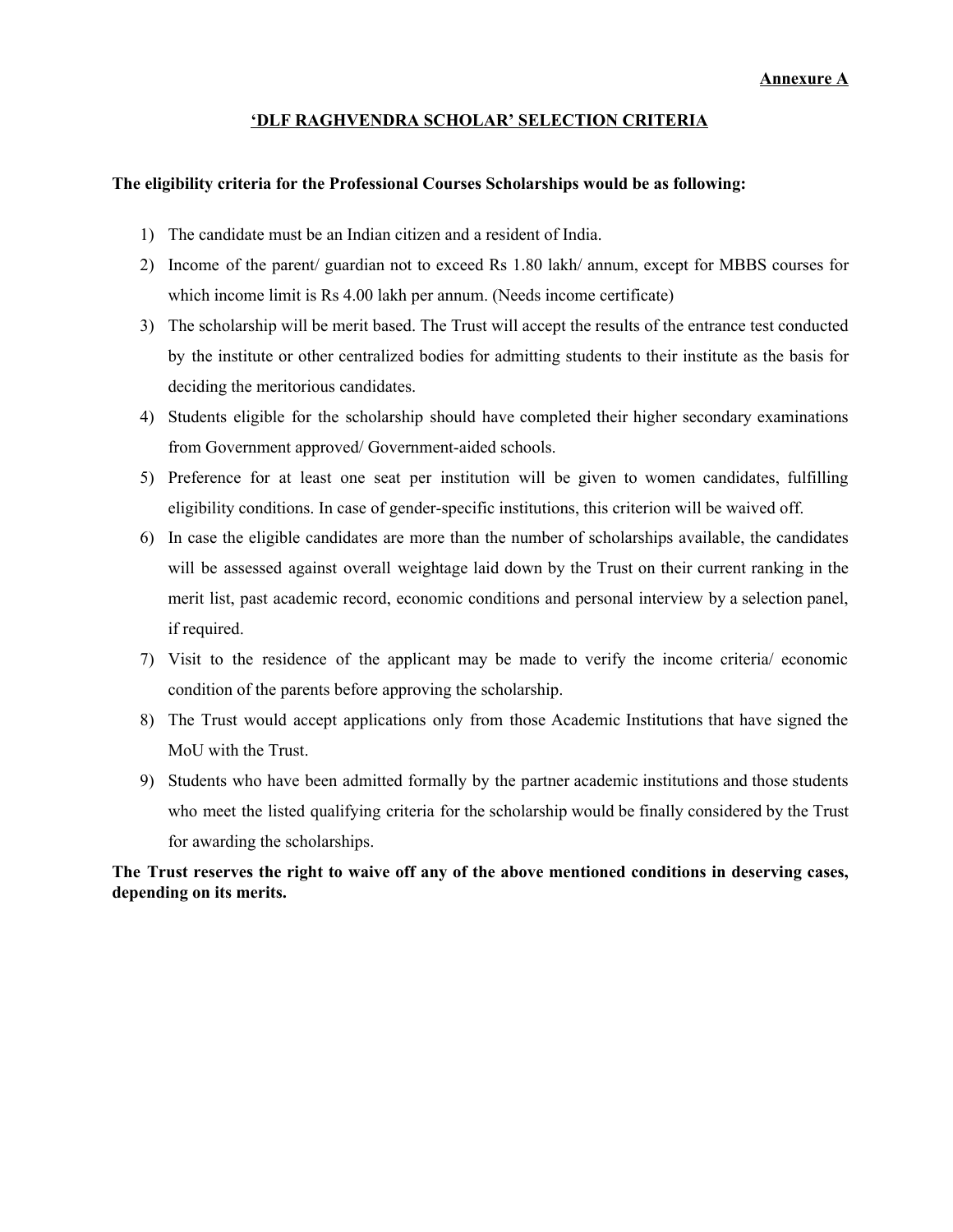**Annexure A**

## 'DLF RAGHVENDRA SCHOLAR' SELECTION CRITERIA

**The eligibility criteria for the Professional Courses Scholarships would be as following:**

1) The candidate must be an Indian citizen and a resident of India.
2) Income of the parent/ guardian not to exceed Rs 1.80 lakh/ annum, except for MBBS courses for which income limit is Rs 4.00 lakh per annum. (Needs income certificate)
3) The scholarship will be merit based. The Trust will accept the results of the entrance test conducted by the institute or other centralized bodies for admitting students to their institute as the basis for deciding the meritorious candidates.
4) Students eligible for the scholarship should have completed their higher secondary examinations from Government approved/ Government-aided schools.
5) Preference for at least one seat per institution will be given to women candidates, fulfilling eligibility conditions. In case of gender-specific institutions, this criterion will be waived off.
6) In case the eligible candidates are more than the number of scholarships available, the candidates will be assessed against overall weightage laid down by the Trust on their current ranking in the merit list, past academic record, economic conditions and personal interview by a selection panel, if required.
7) Visit to the residence of the applicant may be made to verify the income criteria/ economic condition of the parents before approving the scholarship.
8) The Trust would accept applications only from those Academic Institutions that have signed the MoU with the Trust.
9) Students who have been admitted formally by the partner academic institutions and those students who meet the listed qualifying criteria for the scholarship would be finally considered by the Trust for awarding the scholarships.

**The Trust reserves the right to waive off any of the above mentioned conditions in deserving cases, depending on its merits.**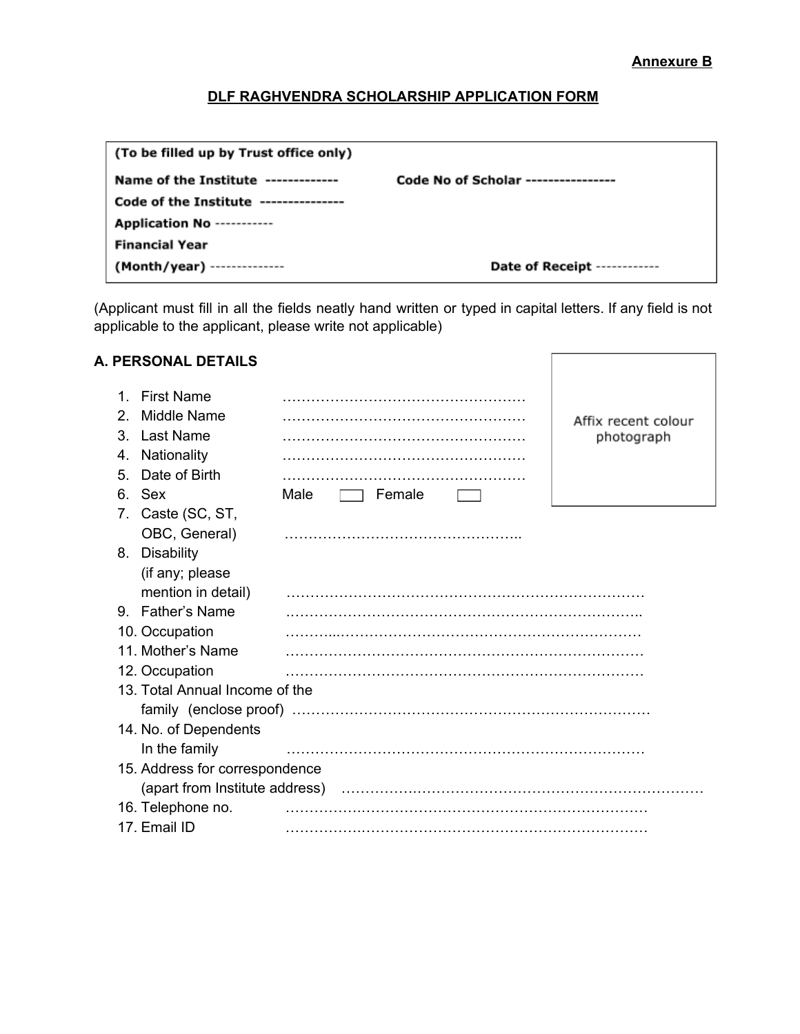**Annexure B**

## DLF RAGHVENDRA SCHOLARSHIP APPLICATION FORM

| **(To be filled up by Trust office only)** | |
|---|---|
| **Name of the Institute** ------------- | **Code No of Scholar** ---------------- |
| **Code of the Institute** --------------- | |
| **Application No** ----------- | |
| **Financial Year** | |
| **(Month/year)** -------------- | **Date of Receipt** ------------ |

(Applicant must fill in all the fields neatly hand written or typed in capital letters. If any field is not applicable to the applicant, please write not applicable)

### A. PERSONAL DETAILS

Affix recent colour photograph

1. First Name ……………………………………………
2. Middle Name ……………………………………………
3. Last Name ……………………………………………
4. Nationality ……………………………………………
5. Date of Birth ……………………………………………
6. Sex Male ☐ Female ☐
7. Caste (SC, ST, OBC, General) …………………………………………..
8. Disability (if any; please mention in detail) …………………………………………………………………
9. Father's Name ………………………………………………………………..
10. Occupation ………………………………………………………………
11. Mother's Name …………………………………………………………………
12. Occupation …………………………………………………………………
13. Total Annual Income of the family (enclose proof) …………………………………………………………………
14. No. of Dependents In the family …………………………………………………………………
15. Address for correspondence (apart from Institute address) …………………………………………………………………
16. Telephone no. …………………………………………………………………
17. Email ID …………………………………………………………………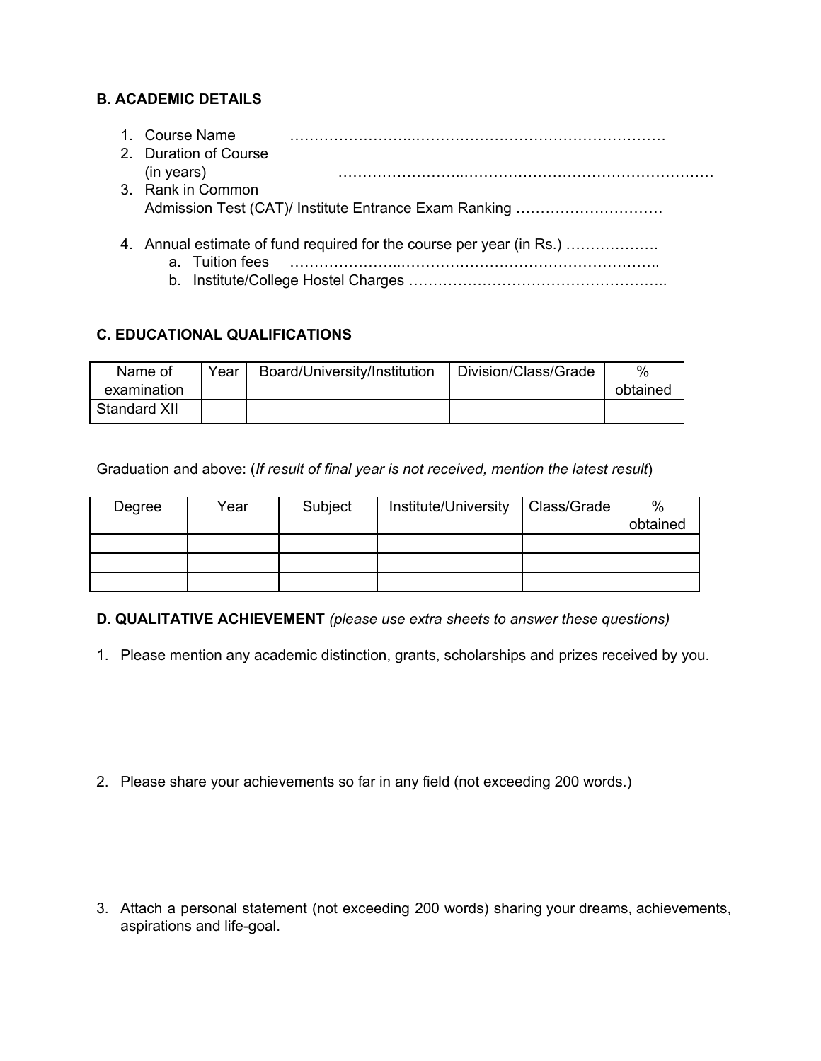**B. ACADEMIC DETAILS**

1. Course Name ……………………..……………………………………………
2. Duration of Course (in years) ……………………..……………………………………………
3. Rank in Common Admission Test (CAT)/ Institute Entrance Exam Ranking …………………………
4. Annual estimate of fund required for the course per year (in Rs.) ……………….
   a. Tuition fees …………………..……………………………………………..
   b. Institute/College Hostel Charges ……………………………………………..

**C. EDUCATIONAL QUALIFICATIONS**

| Name of examination | Year | Board/University/Institution | Division/Class/Grade | % obtained |
|---|---|---|---|---|
| Standard XII | | | | |

Graduation and above: (*If result of final year is not received, mention the latest result*)

| Degree | Year | Subject | Institute/University | Class/Grade | % obtained |
|---|---|---|---|---|---|
| | | | | | |
| | | | | | |
| | | | | | |

**D. QUALITATIVE ACHIEVEMENT** *(please use extra sheets to answer these questions)*

1. Please mention any academic distinction, grants, scholarships and prizes received by you.

2. Please share your achievements so far in any field (not exceeding 200 words.)

3. Attach a personal statement (not exceeding 200 words) sharing your dreams, achievements, aspirations and life-goal.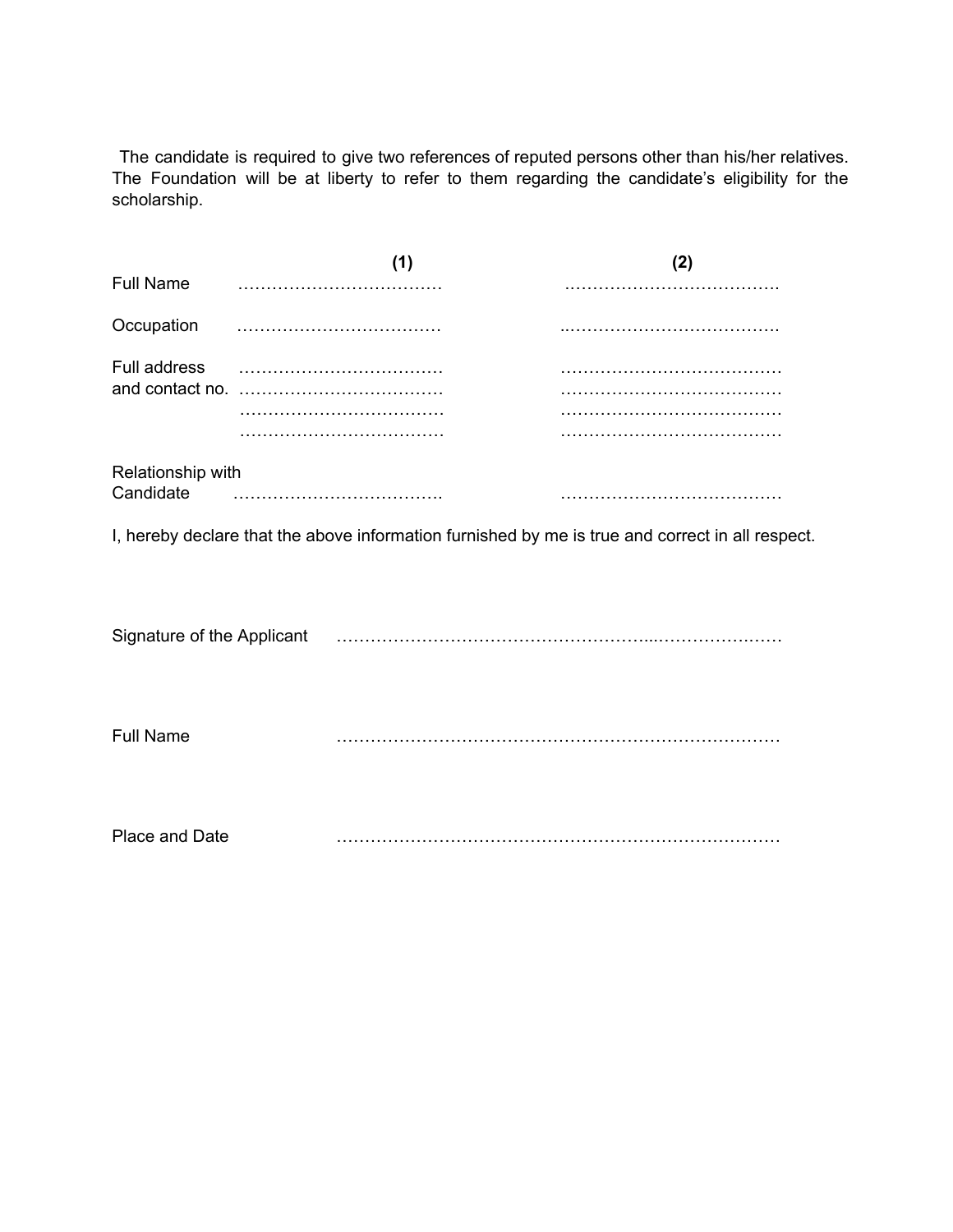The candidate is required to give two references of reputed persons other than his/her relatives. The Foundation will be at liberty to refer to them regarding the candidate's eligibility for the scholarship.

| | **(1)** | **(2)** |
|---|---|---|
| Full Name | ……………………………… | ………………………………. |
| Occupation | ……………………………… | ..………………………………. |
| Full address and contact no. | ………………………………<br>………………………………<br>………………………………<br>……………………………… | …………………………………<br>…………………………………<br>…………………………………<br>………………………………… |
| Relationship with Candidate | ………………………………. | ………………………………… |

I, hereby declare that the above information furnished by me is true and correct in all respect.

Signature of the Applicant ……………………………………………...………………..……

Full Name ……………………………………………………………………

Place and Date ……………………………………………………………………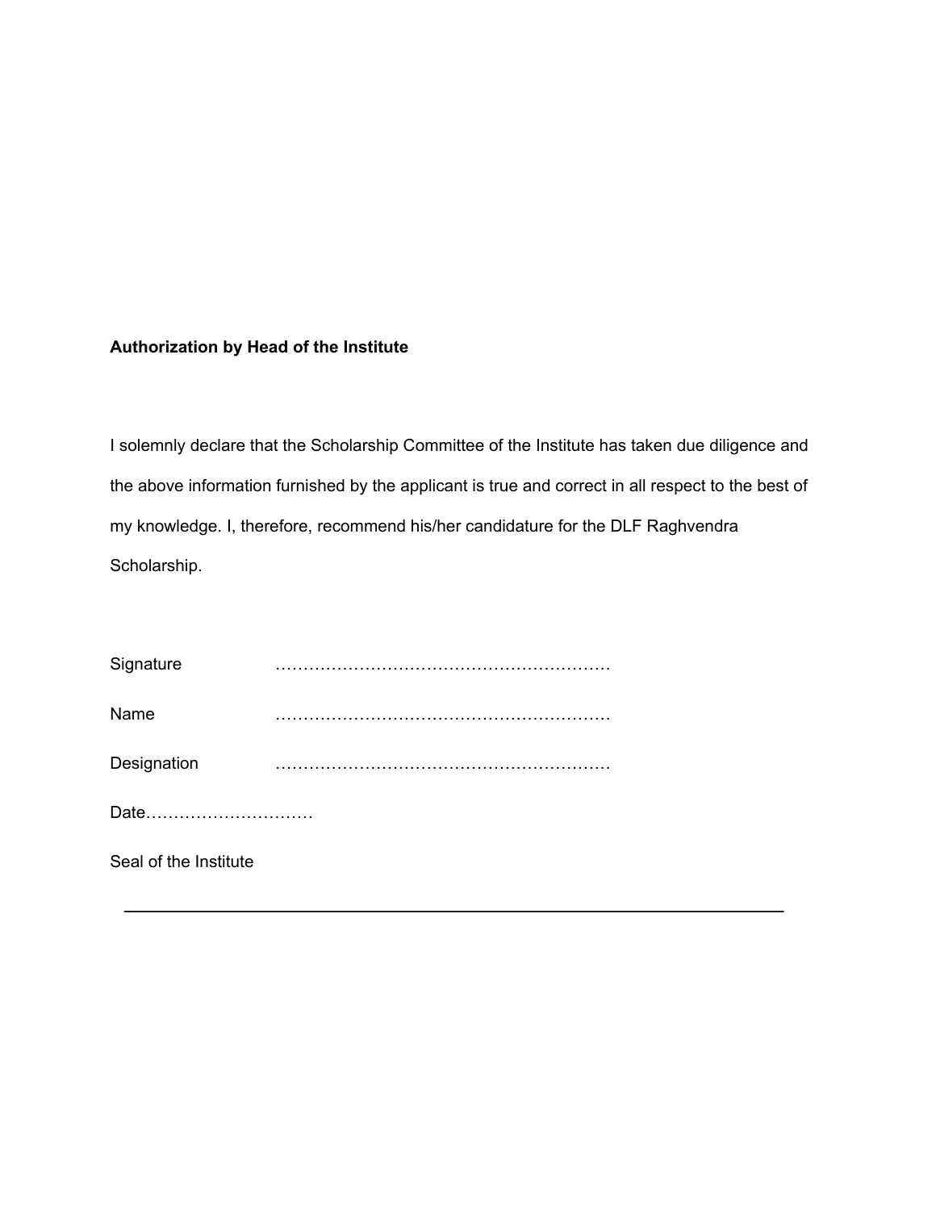**Authorization by Head of the Institute**

I solemnly declare that the Scholarship Committee of the Institute has taken due diligence and the above information furnished by the applicant is true and correct in all respect to the best of my knowledge. I, therefore, recommend his/her candidature for the DLF Raghvendra Scholarship.

Signature ……………………………………………………

Name ……………………………………………………

Designation ……………………………………………………

Date…………………………

Seal of the Institute

---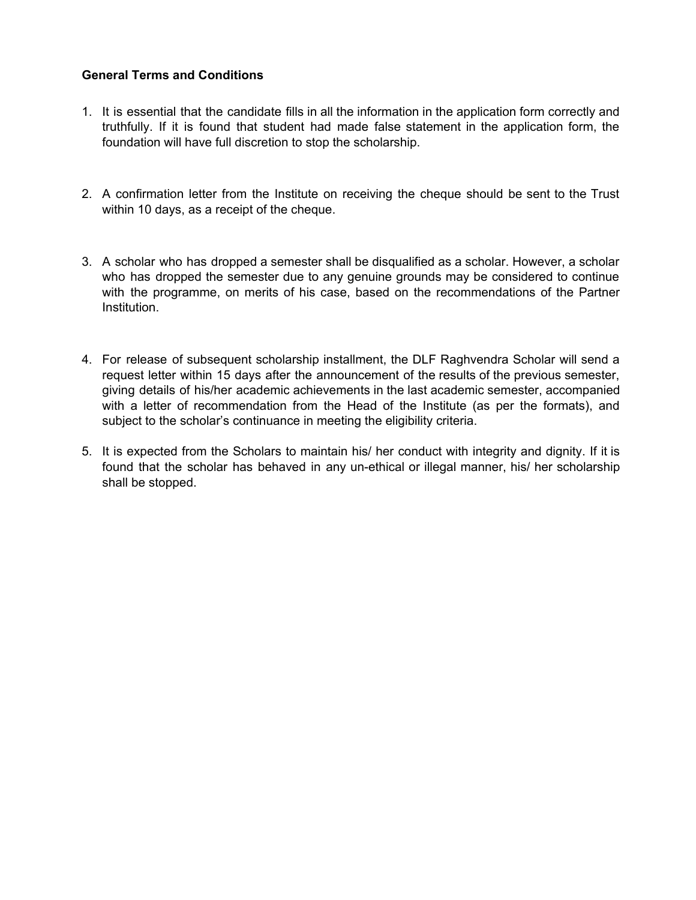**General Terms and Conditions**

1. It is essential that the candidate fills in all the information in the application form correctly and truthfully. If it is found that student had made false statement in the application form, the foundation will have full discretion to stop the scholarship.

2. A confirmation letter from the Institute on receiving the cheque should be sent to the Trust within 10 days, as a receipt of the cheque.

3. A scholar who has dropped a semester shall be disqualified as a scholar. However, a scholar who has dropped the semester due to any genuine grounds may be considered to continue with the programme, on merits of his case, based on the recommendations of the Partner Institution.

4. For release of subsequent scholarship installment, the DLF Raghvendra Scholar will send a request letter within 15 days after the announcement of the results of the previous semester, giving details of his/her academic achievements in the last academic semester, accompanied with a letter of recommendation from the Head of the Institute (as per the formats), and subject to the scholar's continuance in meeting the eligibility criteria.

5. It is expected from the Scholars to maintain his/ her conduct with integrity and dignity. If it is found that the scholar has behaved in any un-ethical or illegal manner, his/ her scholarship shall be stopped.